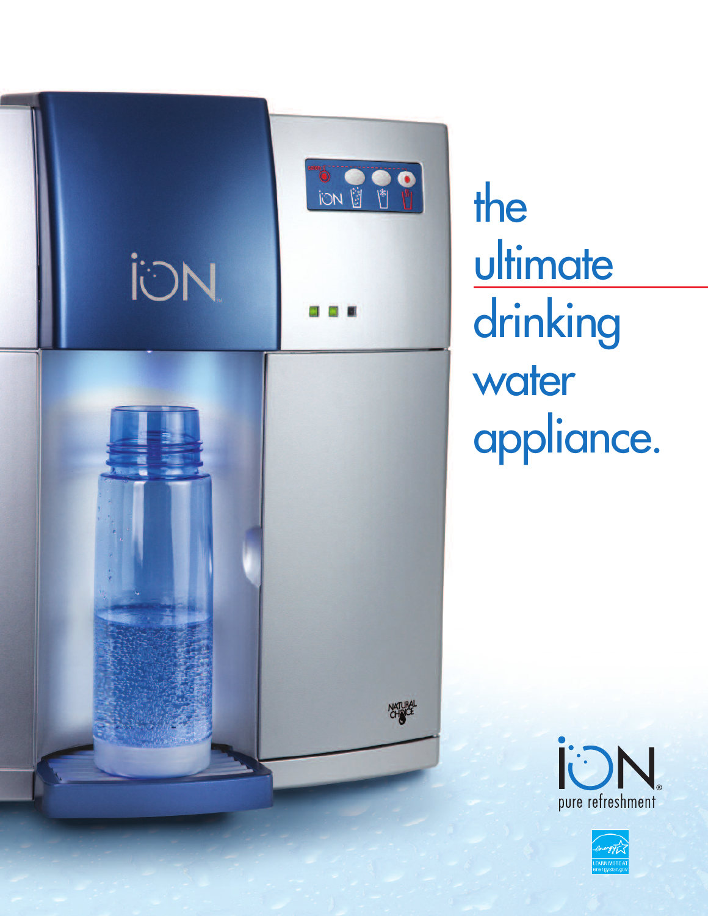# the ultimate drinking water appliance.

iON
pure refreshment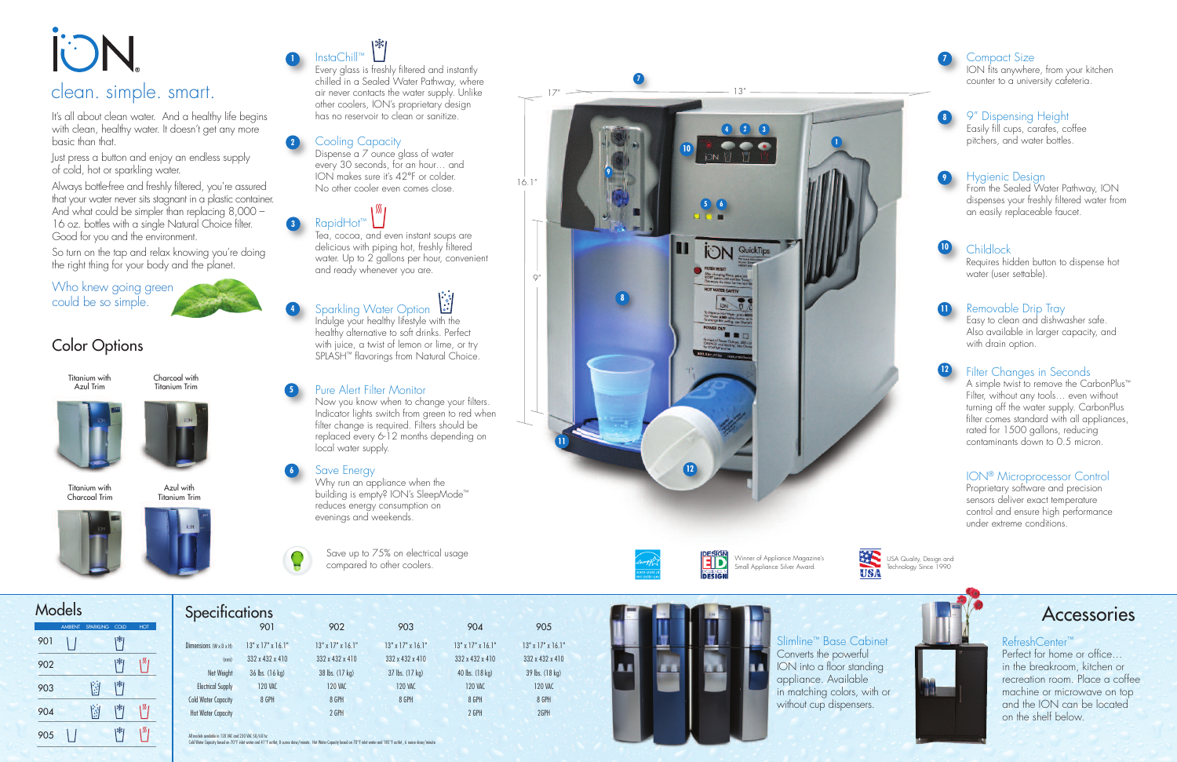# iON

## clean. simple. smart.

It's all about clean water. And a healthy life begins with clean, healthy water. It doesn't get any more basic than that.

Just press a button and enjoy an endless supply of cold, hot or sparkling water.

Always bottle-free and freshly filtered, you're assured that your water never sits stagnant in a plastic container. And what could be simpler than replacing 8,000 – 16 oz. bottles with a single Natural Choice filter. Good for you and the environment.

So turn on the tap and relax knowing you're doing the right thing for your body and the planet.

Who knew going green could be so simple.

## Color Options

- Titanium with Azul Trim
- Charcoal with Titanium Trim
- Titanium with Charcoal Trim
- Azul with Titanium Trim

1. **InstaChill™** Every glass is freshly filtered and instantly chilled in a Sealed Water Pathway, where air never contacts the water supply. Unlike other coolers, ION's proprietary design has no reservoir to clean or sanitize.
2. **Cooling Capacity** Dispense a 7 ounce glass of water every 30 seconds, for an hour… and ION makes sure it's 42°F or colder. No other cooler even comes close.
3. **RapidHot™** Tea, cocoa, and even instant soups are delicious with piping hot, freshly filtered water. Up to 2 gallons per hour, convenient and ready whenever you are.
4. **Sparkling Water Option** Indulge your healthy lifestyle with the healthy alternative to soft drinks. Perfect with juice, a twist of lemon or lime, or try SPLASH™ flavorings from Natural Choice.
5. **Pure Alert Filter Monitor** Now you know when to change your filters. Indicator lights switch from green to red when filter change is required. Filters should be replaced every 6-12 months depending on local water supply.
6. **Save Energy** Why run an appliance when the building is empty? ION's SleepMode™ reduces energy consumption on evenings and weekends.

Save up to 75% on electrical usage compared to other coolers.

17" 13" 16.1" 9"

7. **Compact Size** ION fits anywhere, from your kitchen counter to a university cafeteria.
8. **9" Dispensing Height** Easily fill cups, carafes, coffee pitchers, and water bottles.
9. **Hygienic Design** From the Sealed Water Pathway, ION dispenses your freshly filtered water from an easily replaceable faucet.
10. **Childlock** Requires hidden button to dispense hot water (user settable).
11. **Removable Drip Tray** Easy to clean and dishwasher safe. Also available in larger capacity, and with drain option.
12. **Filter Changes in Seconds** A simple twist to remove the CarbonPlus™ Filter, without any tools… even without turning off the water supply. CarbonPlus filter comes standard with all appliances, rated for 1500 gallons, reducing contaminants down to 0.5 micron.

**ION® Microprocessor Control** Proprietary software and precision sensors deliver exact temperature control and ensure high performance under extreme conditions.

Winner of Appliance Magazine's Small Appliance Silver Award.

USA Quality, Design and Technology Since 1990

## Models

| | AMBIENT | SPARKLING | COLD | HOT |
|---|---|---|---|---|
| 901 | ✓ | | ✓ | |
| 902 | | | ✓ | ✓ |
| 903 | | ✓ | ✓ | |
| 904 | | ✓ | ✓ | ✓ |
| 905 | ✓ | | ✓ | ✓ |

## Specifications

| | 901 | 902 | 903 | 904 | 905 |
|---|---|---|---|---|---|
| Dimensions (W x D x H) | 13" x 17" x 16.1" | 13" x 17" x 16.1" | 13" x 17" x 16.1" | 13" x 17" x 16.1" | 13" x 17" x 16.1" |
| (mm) | 332 x 432 x 410 | 332 x 432 x 410 | 332 x 432 x 410 | 332 x 432 x 410 | 332 x 432 x 410 |
| Net Weight | 36 lbs. (16 kg) | 38 lbs. (17 kg) | 37 lbs. (17 kg) | 40 lbs. (18 kg) | 39 lbs. (18 kg) |
| Electrical Supply | 120 VAC | 120 VAC | 120 VAC | 120 VAC | 120 VAC |
| Cold Water Capacity | 8 GPH | 8 GPH | 8 GPH | 8 GPH | 8 GPH |
| Hot Water Capacity | | 2 GPH | | 2 GPH | 2GPH |

All models available in 120 VAC and 230 VAC 50/60 hz
Cold Water Capacity based on 70°F inlet water and 41°F outlet, 8 ounce draw/minute. Hot Water Capacity based on 70°F inlet water and 185°F outlet, 6 ounce draw/minute

**Slimline™ Base Cabinet** Converts the powerful ION into a floor standing appliance. Available in matching colors, with or without cup dispensers.

## Accessories

**RefreshCenter™** Perfect for home or office… in the breakroom, kitchen or recreation room. Place a coffee machine or microwave on top and the ION can be located on the shelf below.